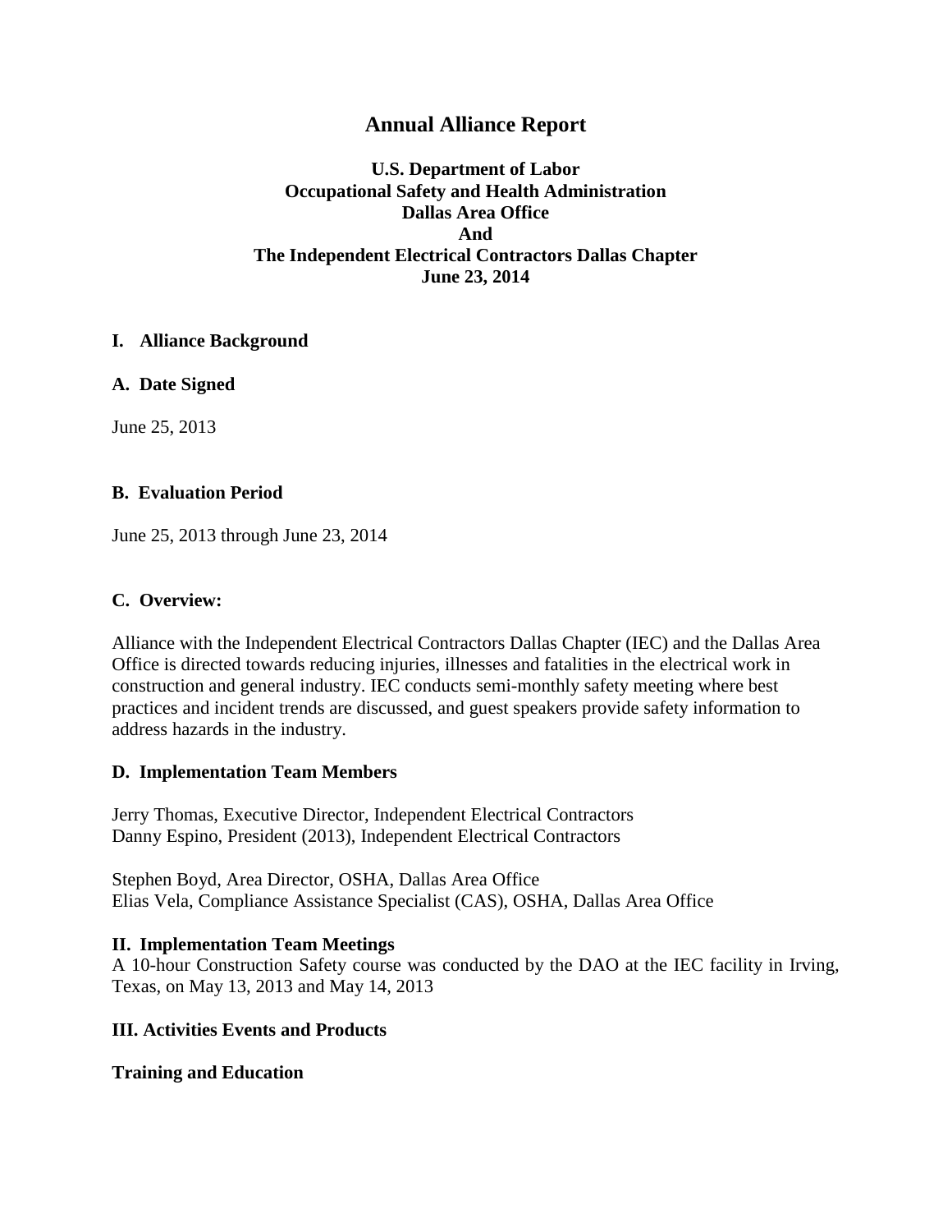# Annual Alliance Report

**U.S. Department of Labor**
**Occupational Safety and Health Administration**
**Dallas Area Office**
**And**
**The Independent Electrical Contractors Dallas Chapter**
**June 23, 2014**

## I. Alliance Background

### A. Date Signed

June 25, 2013

### B. Evaluation Period

June 25, 2013 through June 23, 2014

### C. Overview:

Alliance with the Independent Electrical Contractors Dallas Chapter (IEC) and the Dallas Area Office is directed towards reducing injuries, illnesses and fatalities in the electrical work in construction and general industry. IEC conducts semi-monthly safety meeting where best practices and incident trends are discussed, and guest speakers provide safety information to address hazards in the industry.

### D. Implementation Team Members

Jerry Thomas, Executive Director, Independent Electrical Contractors
Danny Espino, President (2013), Independent Electrical Contractors

Stephen Boyd, Area Director, OSHA, Dallas Area Office
Elias Vela, Compliance Assistance Specialist (CAS), OSHA, Dallas Area Office

## II. Implementation Team Meetings

A 10-hour Construction Safety course was conducted by the DAO at the IEC facility in Irving, Texas, on May 13, 2013 and May 14, 2013

## III. Activities Events and Products

**Training and Education**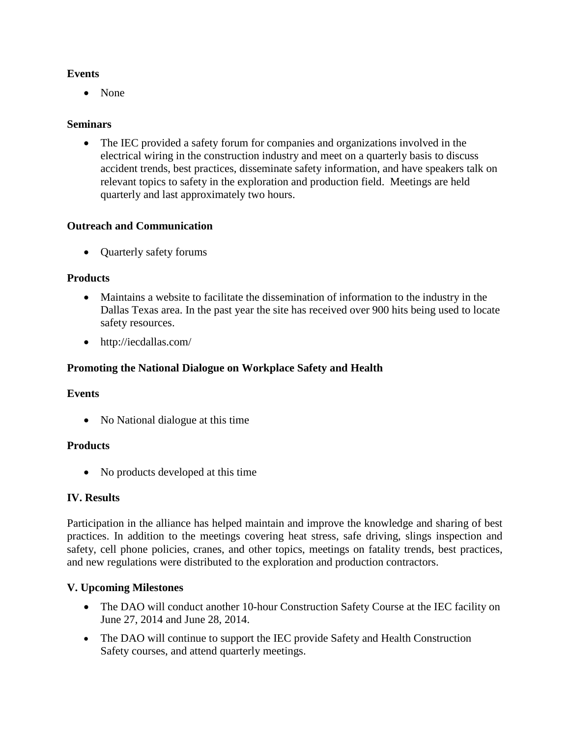**Events**

- None

**Seminars**

- The IEC provided a safety forum for companies and organizations involved in the electrical wiring in the construction industry and meet on a quarterly basis to discuss accident trends, best practices, disseminate safety information, and have speakers talk on relevant topics to safety in the exploration and production field. Meetings are held quarterly and last approximately two hours.

**Outreach and Communication**

- Quarterly safety forums

**Products**

- Maintains a website to facilitate the dissemination of information to the industry in the Dallas Texas area. In the past year the site has received over 900 hits being used to locate safety resources.
- http://iecdallas.com/

**Promoting the National Dialogue on Workplace Safety and Health**

**Events**

- No National dialogue at this time

**Products**

- No products developed at this time

**IV. Results**

Participation in the alliance has helped maintain and improve the knowledge and sharing of best practices. In addition to the meetings covering heat stress, safe driving, slings inspection and safety, cell phone policies, cranes, and other topics, meetings on fatality trends, best practices, and new regulations were distributed to the exploration and production contractors.

**V. Upcoming Milestones**

- The DAO will conduct another 10-hour Construction Safety Course at the IEC facility on June 27, 2014 and June 28, 2014.
- The DAO will continue to support the IEC provide Safety and Health Construction Safety courses, and attend quarterly meetings.